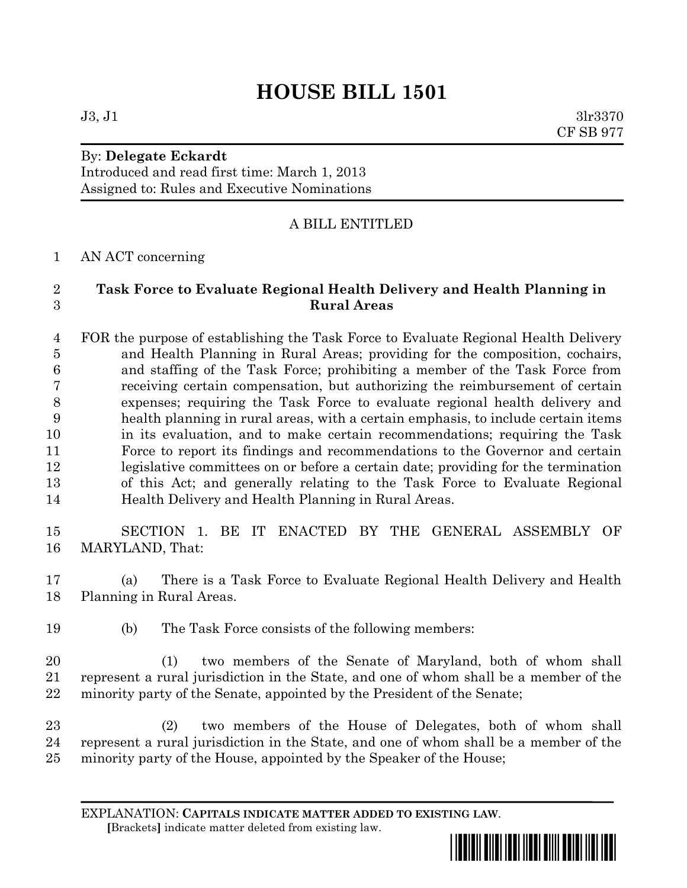# HOUSE BILL 1501

J3, J1 3lr3370
CF SB 977

By: **Delegate Eckardt**
Introduced and read first time: March 1, 2013
Assigned to: Rules and Executive Nominations

A BILL ENTITLED

AN ACT concerning

**Task Force to Evaluate Regional Health Delivery and Health Planning in Rural Areas**

FOR the purpose of establishing the Task Force to Evaluate Regional Health Delivery and Health Planning in Rural Areas; providing for the composition, cochairs, and staffing of the Task Force; prohibiting a member of the Task Force from receiving certain compensation, but authorizing the reimbursement of certain expenses; requiring the Task Force to evaluate regional health delivery and health planning in rural areas, with a certain emphasis, to include certain items in its evaluation, and to make certain recommendations; requiring the Task Force to report its findings and recommendations to the Governor and certain legislative committees on or before a certain date; providing for the termination of this Act; and generally relating to the Task Force to Evaluate Regional Health Delivery and Health Planning in Rural Areas.

SECTION 1. BE IT ENACTED BY THE GENERAL ASSEMBLY OF MARYLAND, That:

(a) There is a Task Force to Evaluate Regional Health Delivery and Health Planning in Rural Areas.

(b) The Task Force consists of the following members:

(1) two members of the Senate of Maryland, both of whom shall represent a rural jurisdiction in the State, and one of whom shall be a member of the minority party of the Senate, appointed by the President of the Senate;

(2) two members of the House of Delegates, both of whom shall represent a rural jurisdiction in the State, and one of whom shall be a member of the minority party of the House, appointed by the Speaker of the House;

EXPLANATION: **CAPITALS INDICATE MATTER ADDED TO EXISTING LAW.**
**[**Brackets**]** indicate matter deleted from existing law.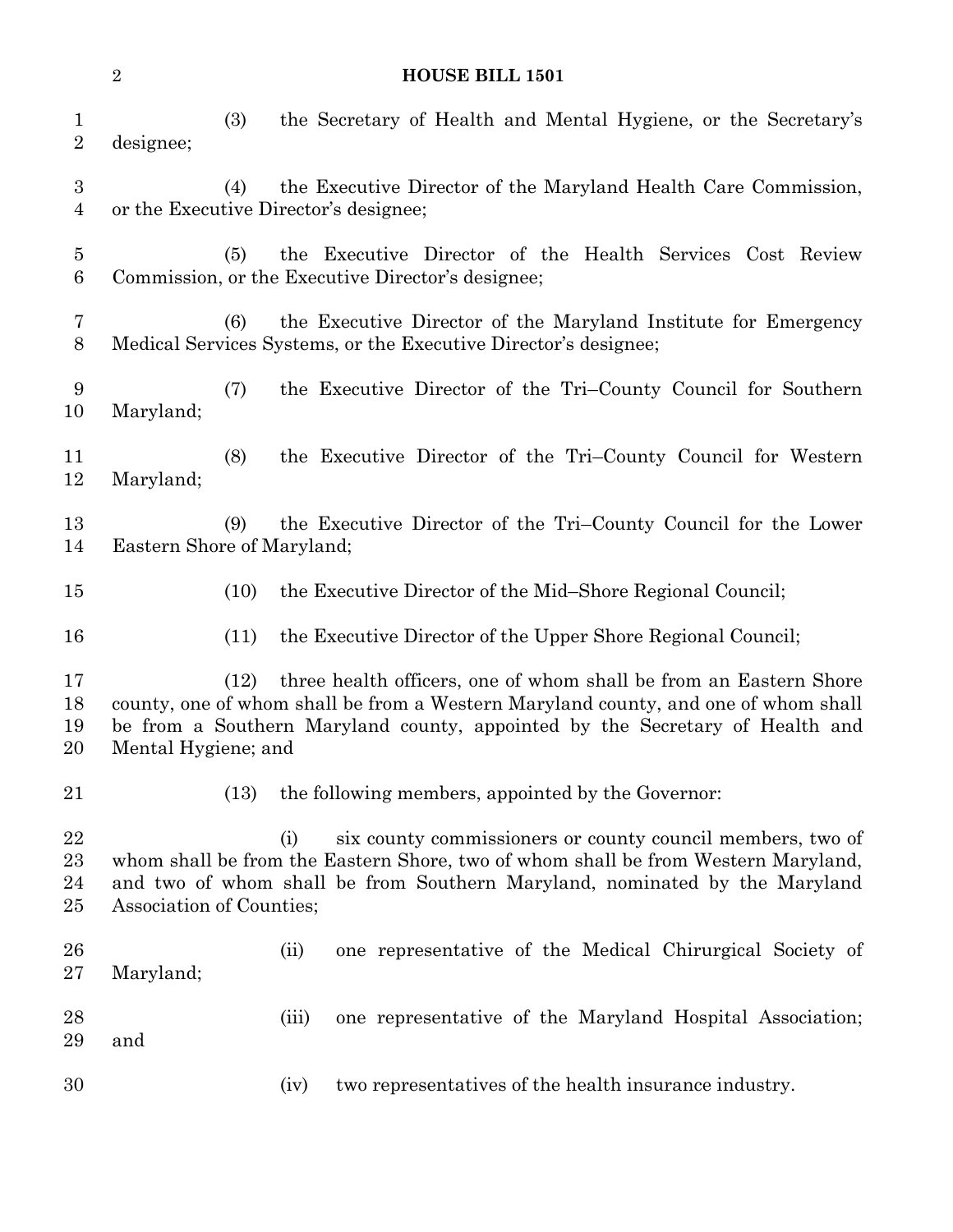(3) the Secretary of Health and Mental Hygiene, or the Secretary's designee;

(4) the Executive Director of the Maryland Health Care Commission, or the Executive Director's designee;

(5) the Executive Director of the Health Services Cost Review Commission, or the Executive Director's designee;

(6) the Executive Director of the Maryland Institute for Emergency Medical Services Systems, or the Executive Director's designee;

(7) the Executive Director of the Tri–County Council for Southern Maryland;

(8) the Executive Director of the Tri–County Council for Western Maryland;

(9) the Executive Director of the Tri–County Council for the Lower Eastern Shore of Maryland;

(10) the Executive Director of the Mid–Shore Regional Council;

(11) the Executive Director of the Upper Shore Regional Council;

(12) three health officers, one of whom shall be from an Eastern Shore county, one of whom shall be from a Western Maryland county, and one of whom shall be from a Southern Maryland county, appointed by the Secretary of Health and Mental Hygiene; and

(13) the following members, appointed by the Governor:

(i) six county commissioners or county council members, two of whom shall be from the Eastern Shore, two of whom shall be from Western Maryland, and two of whom shall be from Southern Maryland, nominated by the Maryland Association of Counties;

(ii) one representative of the Medical Chirurgical Society of Maryland;

(iii) one representative of the Maryland Hospital Association; and

(iv) two representatives of the health insurance industry.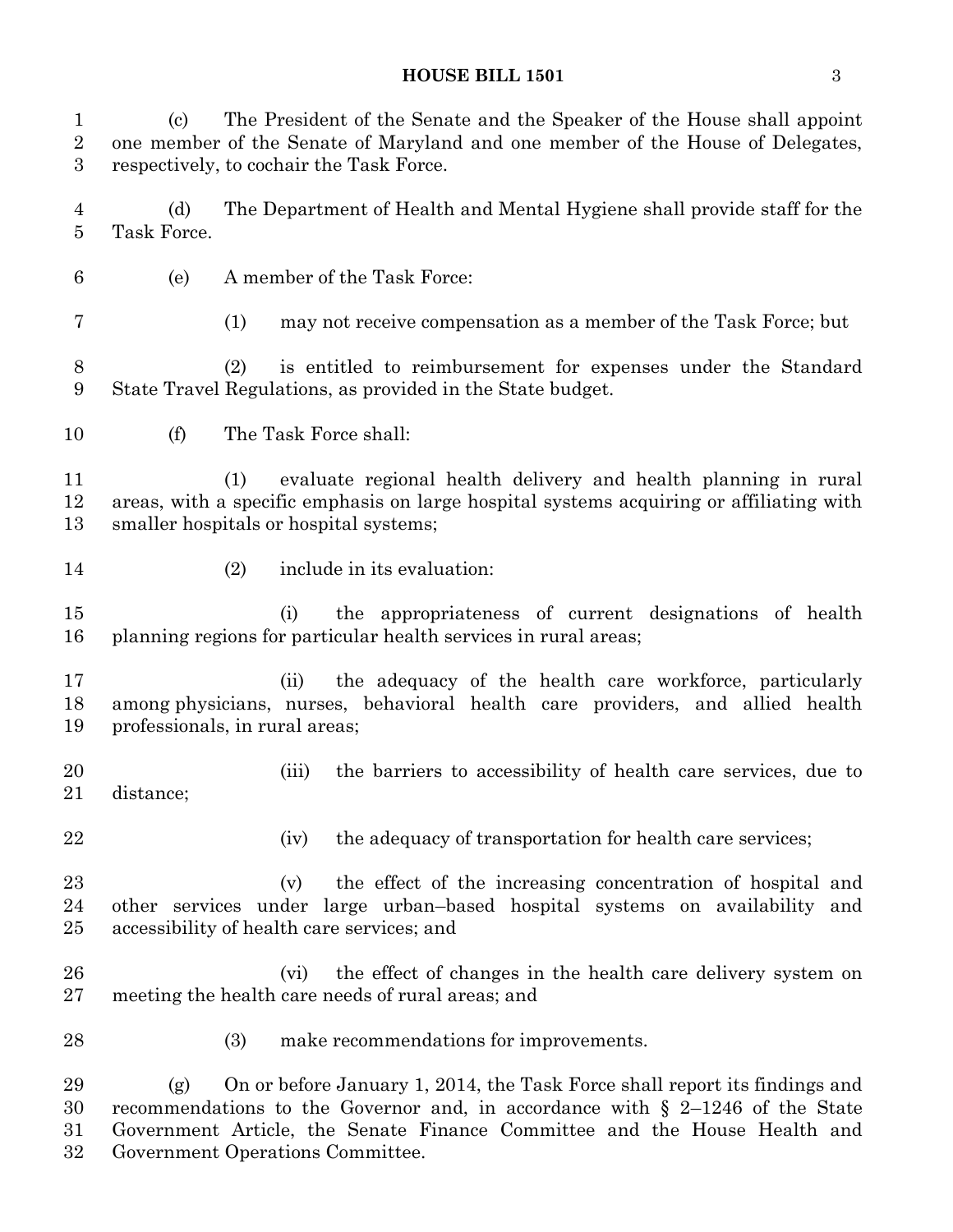(c) The President of the Senate and the Speaker of the House shall appoint one member of the Senate of Maryland and one member of the House of Delegates, respectively, to cochair the Task Force.

(d) The Department of Health and Mental Hygiene shall provide staff for the Task Force.

(e) A member of the Task Force:

(1) may not receive compensation as a member of the Task Force; but

(2) is entitled to reimbursement for expenses under the Standard State Travel Regulations, as provided in the State budget.

(f) The Task Force shall:

(1) evaluate regional health delivery and health planning in rural areas, with a specific emphasis on large hospital systems acquiring or affiliating with smaller hospitals or hospital systems;

(2) include in its evaluation:

(i) the appropriateness of current designations of health planning regions for particular health services in rural areas;

(ii) the adequacy of the health care workforce, particularly among physicians, nurses, behavioral health care providers, and allied health professionals, in rural areas;

(iii) the barriers to accessibility of health care services, due to distance;

(iv) the adequacy of transportation for health care services;

(v) the effect of the increasing concentration of hospital and other services under large urban–based hospital systems on availability and accessibility of health care services; and

(vi) the effect of changes in the health care delivery system on meeting the health care needs of rural areas; and

(3) make recommendations for improvements.

(g) On or before January 1, 2014, the Task Force shall report its findings and recommendations to the Governor and, in accordance with § 2–1246 of the State Government Article, the Senate Finance Committee and the House Health and Government Operations Committee.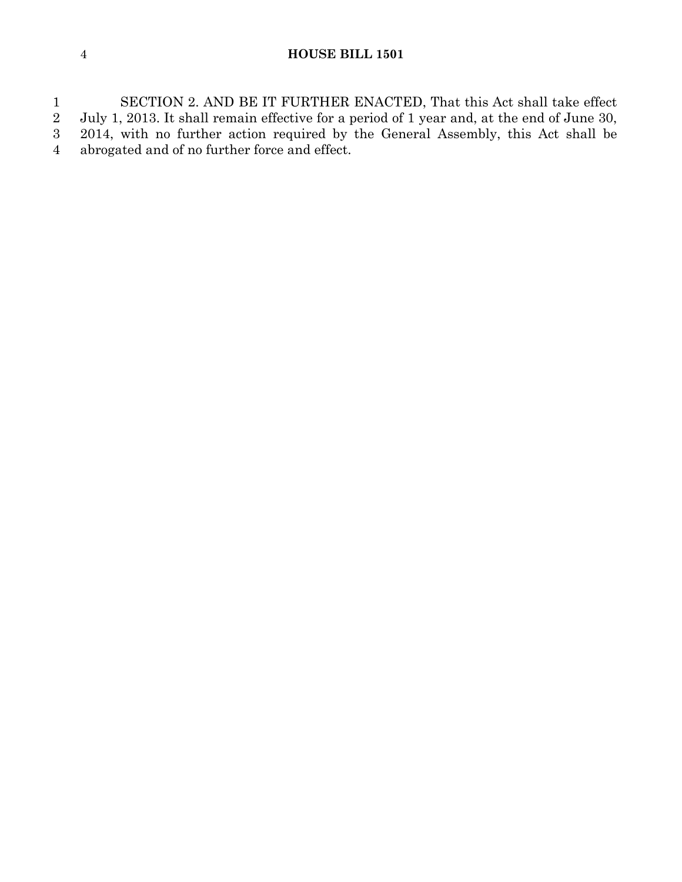SECTION 2. AND BE IT FURTHER ENACTED, That this Act shall take effect July 1, 2013. It shall remain effective for a period of 1 year and, at the end of June 30, 2014, with no further action required by the General Assembly, this Act shall be abrogated and of no further force and effect.